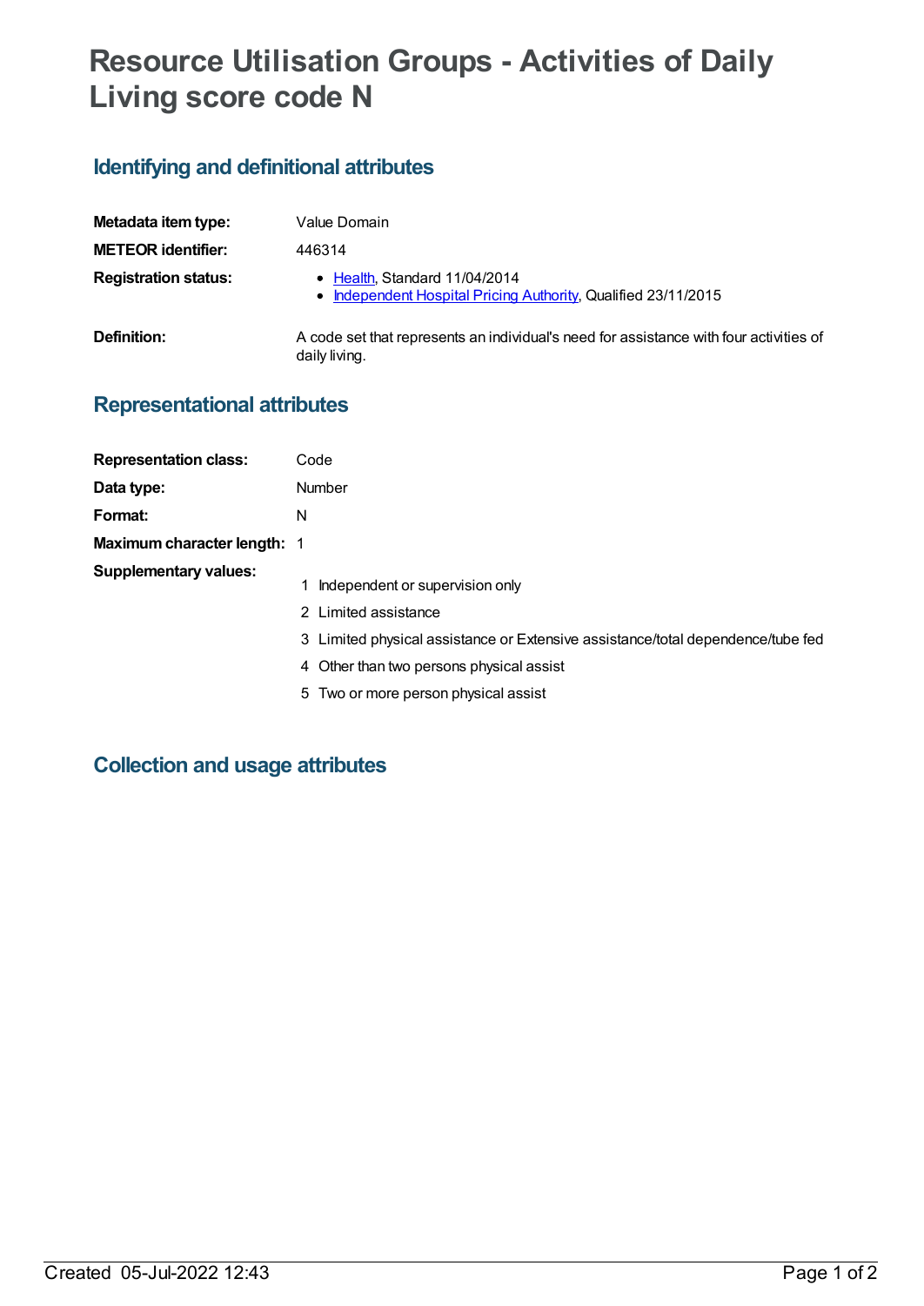# Resource Utilisation Groups - Activities of Daily Living score code N

## Identifying and definitional attributes

| | |
|---|---|
| **Metadata item type:** | Value Domain |
| **METEOR identifier:** | 446314 |
| **Registration status:** | • Health, Standard 11/04/2014<br>• Independent Hospital Pricing Authority, Qualified 23/11/2015 |
| **Definition:** | A code set that represents an individual's need for assistance with four activities of daily living. |

## Representational attributes

| | |
|---|---|
| **Representation class:** | Code |
| **Data type:** | Number |
| **Format:** | N |
| **Maximum character length:** | 1 |

**Supplementary values:**

| | |
|---|---|
| 1 | Independent or supervision only |
| 2 | Limited assistance |
| 3 | Limited physical assistance or Extensive assistance/total dependence/tube fed |
| 4 | Other than two persons physical assist |
| 5 | Two or more person physical assist |

## Collection and usage attributes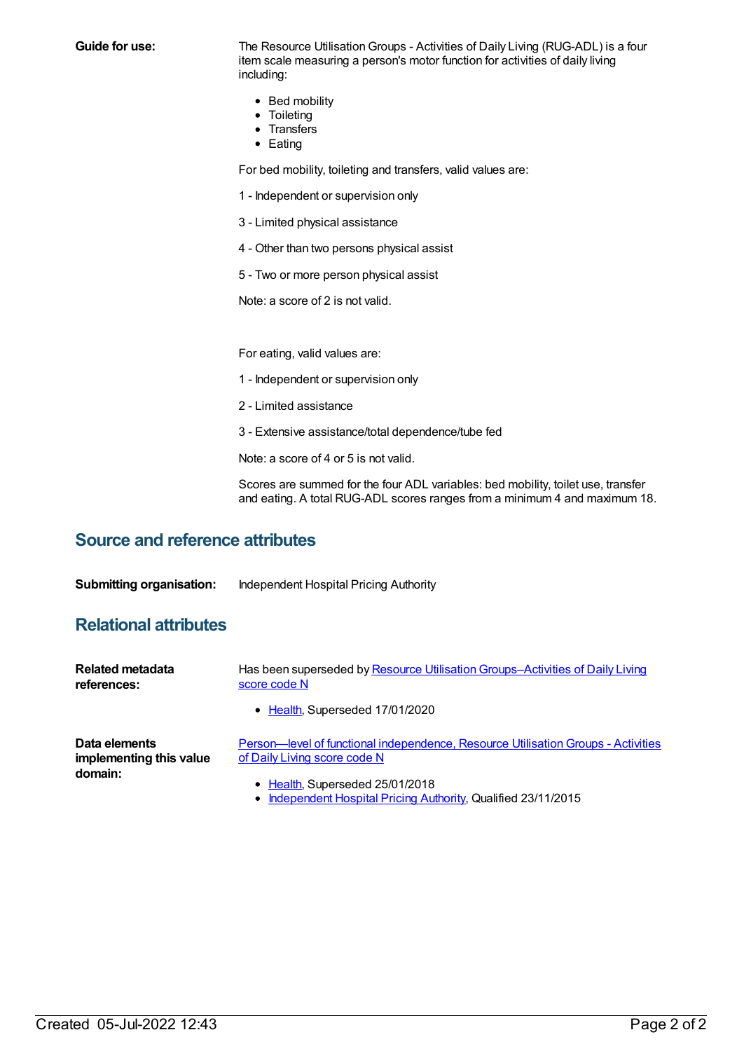**Guide for use:**

The Resource Utilisation Groups - Activities of Daily Living (RUG-ADL) is a four item scale measuring a person's motor function for activities of daily living including:

- Bed mobility
- Toileting
- Transfers
- Eating

For bed mobility, toileting and transfers, valid values are:

1 - Independent or supervision only

3 - Limited physical assistance

4 - Other than two persons physical assist

5 - Two or more person physical assist

Note: a score of 2 is not valid.

For eating, valid values are:

1 - Independent or supervision only

2 - Limited assistance

3 - Extensive assistance/total dependence/tube fed

Note: a score of 4 or 5 is not valid.

Scores are summed for the four ADL variables: bed mobility, toilet use, transfer and eating. A total RUG-ADL scores ranges from a minimum 4 and maximum 18.

## Source and reference attributes

**Submitting organisation:** Independent Hospital Pricing Authority

## Relational attributes

**Related metadata references:**

Has been superseded by Resource Utilisation Groups–Activities of Daily Living score code N

- Health, Superseded 17/01/2020

**Data elements implementing this value domain:**

Person—level of functional independence, Resource Utilisation Groups - Activities of Daily Living score code N

- Health, Superseded 25/01/2018
- Independent Hospital Pricing Authority, Qualified 23/11/2015